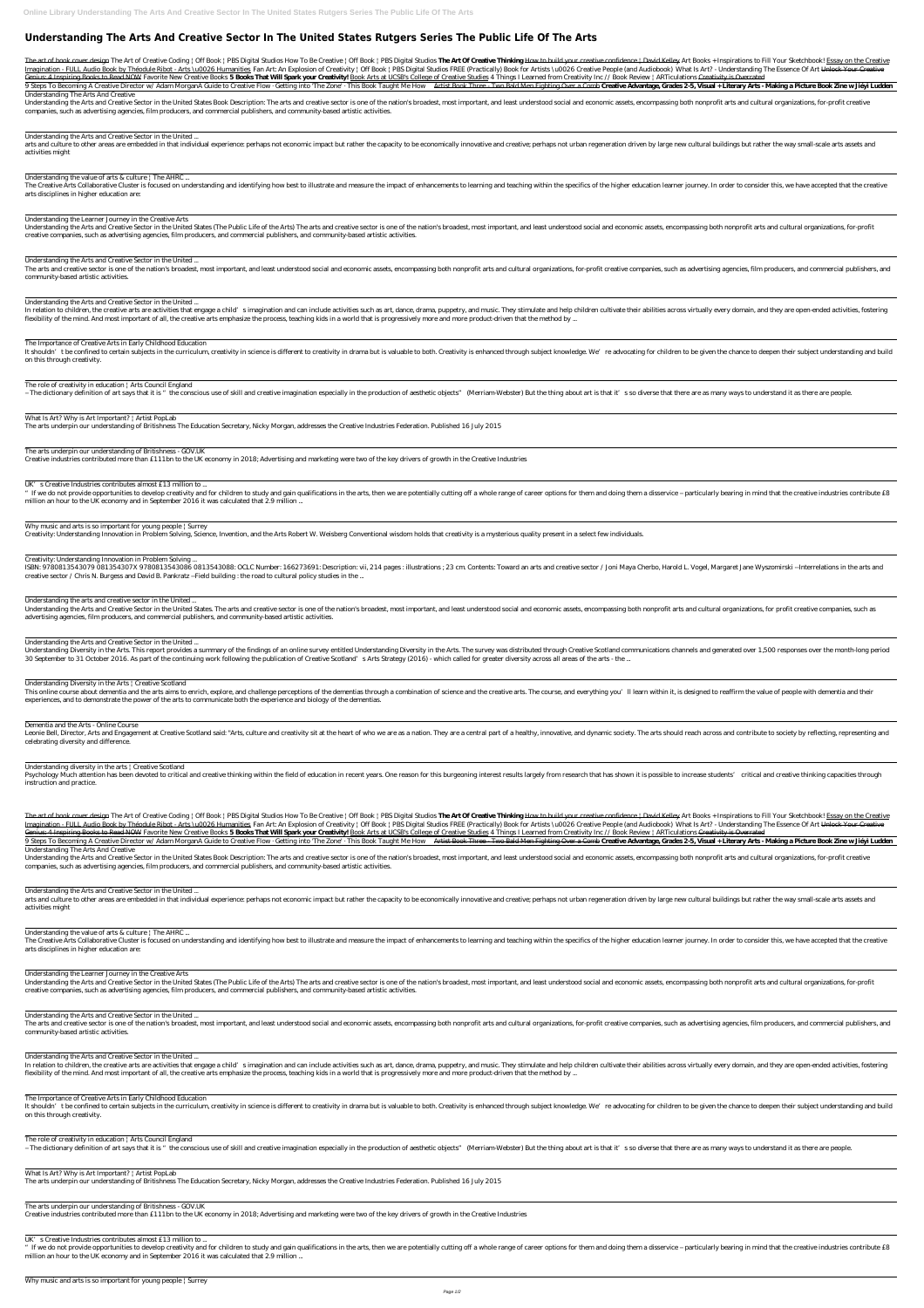# Understanding The Arts And Creative Sector In The United States Rutgers Series The Public Life Of The Arts

The art of book cover design The Art of Creative Coding | Off Book | PBS Digital Studios How To Be Creative | Off Book | PBS Digital Studios **The Art Of Creative Thinking** How to build your creative confidence | David Kelley Art Books + Inspirations to Fill Your Sketchbook! Essay on the Creative Imagination - FULL Audio Book by Théodule Ribot - Arts \u0026 Humanities Fan Art: An Explosion of Creativity | Off Book | PBS Digital Studios FREE (Practically) Book for Artists \u0026 Creative People (and Audiobook) What Is Art? - Understanding The Essence Of Art Unlock Your Creative Genius: 4 Inspiring Books to Read NOW Favorite New Creative Books **5 Books That Will Spark your Creativity!** Book Arts at UCSB's College of Creative Studies 4 Things I Learned from Creativity Inc // Book Review | ARTiculations Creativity is Overrated

9 Steps To Becoming A Creative Director w/ Adam MorganA Guide to Creative Flow - Getting into 'The Zone' - This Book Taught Me How Artist Book Three - Two Bald Men Fighting Over a Comb **Creative Advantage, Grades 2-5, Visual + Literary Arts - Making a Picture Book Zine w Jiéyi Ludden**

Understanding The Arts And Creative

Understanding the Arts and Creative Sector in the United States Book Description: The arts and creative sector is one of the nation's broadest, most important, and least understood social and economic assets, encompassing both nonprofit arts and cultural organizations, for-profit creative companies, such as advertising agencies, film producers, and commercial publishers, and community-based artistic activities.

Understanding the Arts and Creative Sector in the United ...

arts and culture to other areas are embedded in that individual experience: perhaps not economic impact but rather the capacity to be economically innovative and creative; perhaps not urban regeneration driven by large new cultural buildings but rather the way small-scale arts assets and activities might

Understanding the value of arts & culture | The AHRC ...

The Creative Arts Collaborative Cluster is focused on understanding and identifying how best to illustrate and measure the impact of enhancements to learning and teaching within the specifics of the higher education learner journey. In order to consider this, we have accepted that the creative arts disciplines in higher education are:

Understanding the Learner Journey in the Creative Arts

Understanding the Arts and Creative Sector in the United States (The Public Life of the Arts) The arts and creative sector is one of the nation's broadest, most important, and least understood social and economic assets, encompassing both nonprofit arts and cultural organizations, for-profit creative companies, such as advertising agencies, film producers, and commercial publishers, and community-based artistic activities.

Understanding the Arts and Creative Sector in the United ...

The arts and creative sector is one of the nation's broadest, most important, and least understood social and economic assets, encompassing both nonprofit arts and cultural organizations, for-profit creative companies, such as advertising agencies, film producers, and commercial publishers, and community-based artistic activities.

Understanding the Arts and Creative Sector in the United ...

In relation to children, the creative arts are activities that engage a child's imagination and can include activities such as art, dance, drama, puppetry, and music. They stimulate and help children cultivate their abilities across virtually every domain, and they are open-ended activities, fostering flexibility of the mind. And most important of all, the creative arts emphasize the process, teaching kids in a world that is progressively more and more product-driven that the method by ...

The Importance of Creative Arts in Early Childhood Education

It shouldn't be confined to certain subjects in the curriculum, creativity in science is different to creativity in drama but is valuable to both. Creativity is enhanced through subject knowledge. We're advocating for children to be given the chance to deepen their subject understanding and build on this through creativity.

The role of creativity in education | Arts Council England

– The dictionary definition of art says that it is "the conscious use of skill and creative imagination especially in the production of aesthetic objects" (Merriam-Webster) But the thing about art is that it's so diverse that there are as many ways to understand it as there are people.

What Is Art? Why is Art Important? | Artist PopLab

The arts underpin our understanding of Britishness The Education Secretary, Nicky Morgan, addresses the Creative Industries Federation. Published 16 July 2015

The arts underpin our understanding of Britishness - GOV.UK

Creative industries contributed more than £111bn to the UK economy in 2018; Advertising and marketing were two of the key drivers of growth in the Creative Industries

UK's Creative Industries contributes almost £13 million to ...

"If we do not provide opportunities to develop creativity and for children to study and gain qualifications in the arts, then we are potentially cutting off a whole range of career options for them and doing them a disservice – particularly bearing in mind that the creative industries contribute £8 million an hour to the UK economy and in September 2016 it was calculated that 2.9 million ...

Why music and arts is so important for young people | Surrey

Creativity: Understanding Innovation in Problem Solving, Science, Invention, and the Arts Robert W. Weisberg Conventional wisdom holds that creativity is a mysterious quality present in a select few individuals.

Creativity: Understanding Innovation in Problem Solving ...

ISBN: 9780813543079 081354307X 9780813543086 0813543088: OCLC Number: 166273691: Description: vii, 214 pages : illustrations ; 23 cm. Contents: Toward an arts and creative sector / Joni Maya Cherbo, Harold L. Vogel, Margaret Jane Wyszomirski --Interrelations in the arts and creative sector / Chris N. Burgess and David B. Pankratz --Field building : the road to cultural policy studies in the ...

Understanding the arts and creative sector in the United ...

Understanding the Arts and Creative Sector in the United States. The arts and creative sector is one of the nation's broadest, most important, and least understood social and economic assets, encompassing both nonprofit arts and cultural organizations, for profit creative companies, such as advertising agencies, film producers, and commercial publishers, and community-based artistic activities.

Understanding the Arts and Creative Sector in the United ...

Understanding Diversity in the Arts. This report provides a summary of the findings of an online survey entitled Understanding Diversity in the Arts. The survey was distributed through Creative Scotland communications channels and generated over 1,500 responses over the month-long period 30 September to 31 October 2016. As part of the continuing work following the publication of Creative Scotland's Arts Strategy (2016) - which called for greater diversity across all areas of the arts - the ...

Understanding Diversity in the Arts | Creative Scotland

This online course about dementia and the arts aims to enrich, explore, and challenge perceptions of the dementias through a combination of science and the creative arts. The course, and everything you'll learn within it, is designed to reaffirm the value of people with dementia and their experiences, and to demonstrate the power of the arts to communicate both the experience and biology of the dementias.

Dementia and the Arts - Online Course

Leonie Bell, Director, Arts and Engagement at Creative Scotland said: "Arts, culture and creativity sit at the heart of who we are as a nation. They are a central part of a healthy, innovative, and dynamic society. The arts should reach across and contribute to society by reflecting, representing and celebrating diversity and difference.

Understanding diversity in the arts | Creative Scotland

Psychology Much attention has been devoted to critical and creative thinking within the field of education in recent years. One reason for this burgeoning interest results largely from research that has shown it is possible to increase students' critical and creative thinking capacities through instruction and practice.

The art of book cover design The Art of Creative Coding | Off Book | PBS Digital Studios How To Be Creative | Off Book | PBS Digital Studios **The Art Of Creative Thinking** How to build your creative confidence | David Kelley Art Books + Inspirations to Fill Your Sketchbook! Essay on the Creative Imagination - FULL Audio Book by Théodule Ribot - Arts \u0026 Humanities Fan Art: An Explosion of Creativity | Off Book | PBS Digital Studios FREE (Practically) Book for Artists \u0026 Creative People (and Audiobook) What Is Art? - Understanding The Essence Of Art Unlock Your Creative Genius: 4 Inspiring Books to Read NOW Favorite New Creative Books **5 Books That Will Spark your Creativity!** Book Arts at UCSB's College of Creative Studies 4 Things I Learned from Creativity Inc // Book Review | ARTiculations Creativity is Overrated

9 Steps To Becoming A Creative Director w/ Adam MorganA Guide to Creative Flow - Getting into 'The Zone' - This Book Taught Me How Artist Book Three - Two Bald Men Fighting Over a Comb **Creative Advantage, Grades 2-5, Visual + Literary Arts - Making a Picture Book Zine w Jiéyi Ludden**

Understanding The Arts And Creative

Understanding the Arts and Creative Sector in the United States Book Description: The arts and creative sector is one of the nation's broadest, most important, and least understood social and economic assets, encompassing both nonprofit arts and cultural organizations, for-profit creative companies, such as advertising agencies, film producers, and commercial publishers, and community-based artistic activities.

Understanding the Arts and Creative Sector in the United ...

arts and culture to other areas are embedded in that individual experience: perhaps not economic impact but rather the capacity to be economically innovative and creative; perhaps not urban regeneration driven by large new cultural buildings but rather the way small-scale arts assets and activities might

Understanding the value of arts & culture | The AHRC ...

The Creative Arts Collaborative Cluster is focused on understanding and identifying how best to illustrate and measure the impact of enhancements to learning and teaching within the specifics of the higher education learner journey. In order to consider this, we have accepted that the creative arts disciplines in higher education are:

Understanding the Learner Journey in the Creative Arts

Understanding the Arts and Creative Sector in the United States (The Public Life of the Arts) The arts and creative sector is one of the nation's broadest, most important, and least understood social and economic assets, encompassing both nonprofit arts and cultural organizations, for-profit creative companies, such as advertising agencies, film producers, and commercial publishers, and community-based artistic activities.

Understanding the Arts and Creative Sector in the United ...

The arts and creative sector is one of the nation's broadest, most important, and least understood social and economic assets, encompassing both nonprofit arts and cultural organizations, for-profit creative companies, such as advertising agencies, film producers, and commercial publishers, and community-based artistic activities.

Understanding the Arts and Creative Sector in the United ...

In relation to children, the creative arts are activities that engage a child's imagination and can include activities such as art, dance, drama, puppetry, and music. They stimulate and help children cultivate their abilities across virtually every domain, and they are open-ended activities, fostering flexibility of the mind. And most important of all, the creative arts emphasize the process, teaching kids in a world that is progressively more and more product-driven that the method by ...

The Importance of Creative Arts in Early Childhood Education

It shouldn't be confined to certain subjects in the curriculum, creativity in science is different to creativity in drama but is valuable to both. Creativity is enhanced through subject knowledge. We're advocating for children to be given the chance to deepen their subject understanding and build on this through creativity.

The role of creativity in education | Arts Council England

– The dictionary definition of art says that it is "the conscious use of skill and creative imagination especially in the production of aesthetic objects" (Merriam-Webster) But the thing about art is that it's so diverse that there are as many ways to understand it as there are people.

What Is Art? Why is Art Important? | Artist PopLab

The arts underpin our understanding of Britishness The Education Secretary, Nicky Morgan, addresses the Creative Industries Federation. Published 16 July 2015

The arts underpin our understanding of Britishness - GOV.UK

Creative industries contributed more than £111bn to the UK economy in 2018; Advertising and marketing were two of the key drivers of growth in the Creative Industries

UK's Creative Industries contributes almost £13 million to ...

"If we do not provide opportunities to develop creativity and for children to study and gain qualifications in the arts, then we are potentially cutting off a whole range of career options for them and doing them a disservice – particularly bearing in mind that the creative industries contribute £8 million an hour to the UK economy and in September 2016 it was calculated that 2.9 million ...

Why music and arts is so important for young people | Surrey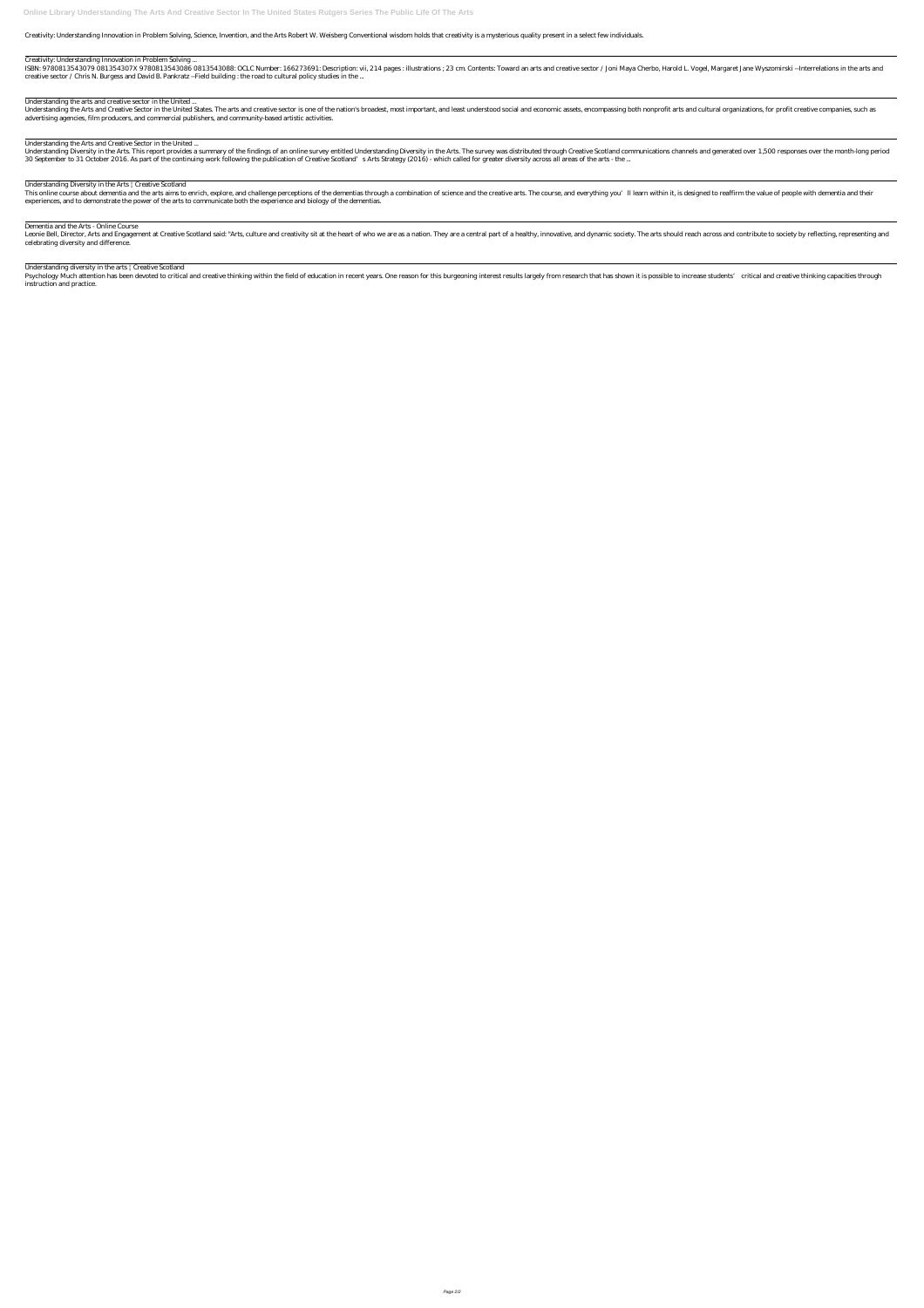Creativity: Understanding Innovation in Problem Solving, Science, Invention, and the Arts Robert W. Weisberg Conventional wisdom holds that creativity is a mysterious quality present in a select few individuals.

## Creativity: Understanding Innovation in Problem Solving ...

ISBN: 9780813543079 081354307X 9780813543086 0813543088: OCLC Number: 166273691: Description: vii, 214 pages : illustrations ; 23 cm. Contents: Toward an arts and creative sector / Joni Maya Cherbo, Harold L. Vogel, Margaret Jane Wyszomirski --Interrelations in the arts and creative sector / Chris N. Burgess and David B. Pankratz --Field building : the road to cultural policy studies in the ...

## Understanding the arts and creative sector in the United ...

Understanding the Arts and Creative Sector in the United States. The arts and creative sector is one of the nation's broadest, most important, and least understood social and economic assets, encompassing both nonprofit arts and cultural organizations, for profit creative companies, such as advertising agencies, film producers, and commercial publishers, and community-based artistic activities.

## Understanding the Arts and Creative Sector in the United ...

Understanding Diversity in the Arts. This report provides a summary of the findings of an online survey entitled Understanding Diversity in the Arts. The survey was distributed through Creative Scotland communications channels and generated over 1,500 responses over the month-long period 30 September to 31 October 2016. As part of the continuing work following the publication of Creative Scotland's Arts Strategy (2016) - which called for greater diversity across all areas of the arts - the ...

## Understanding Diversity in the Arts | Creative Scotland

This online course about dementia and the arts aims to enrich, explore, and challenge perceptions of the dementias through a combination of science and the creative arts. The course, and everything you'll learn within it, is designed to reaffirm the value of people with dementia and their experiences, and to demonstrate the power of the arts to communicate both the experience and biology of the dementias.

## Dementia and the Arts - Online Course

Leonie Bell, Director, Arts and Engagement at Creative Scotland said: "Arts, culture and creativity sit at the heart of who we are as a nation. They are a central part of a healthy, innovative, and dynamic society. The arts should reach across and contribute to society by reflecting, representing and celebrating diversity and difference.

## Understanding diversity in the arts | Creative Scotland

Psychology Much attention has been devoted to critical and creative thinking within the field of education in recent years. One reason for this burgeoning interest results largely from research that has shown it is possible to increase students' critical and creative thinking capacities through instruction and practice.